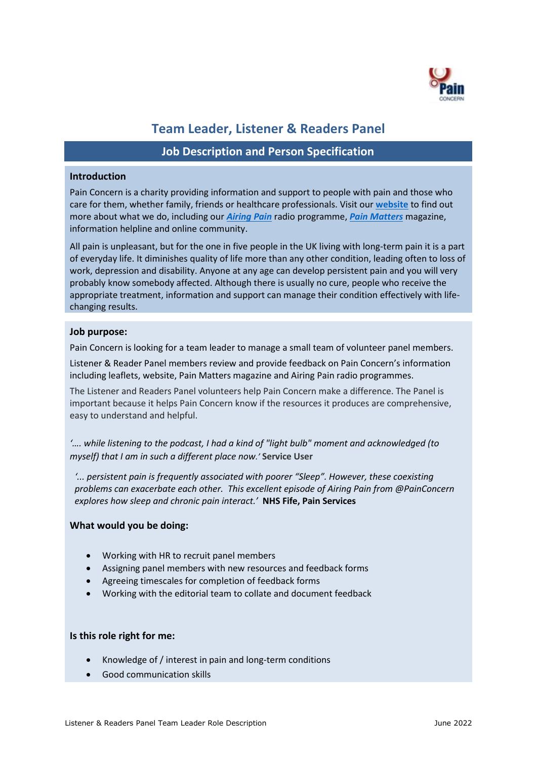# Team Leader, Listener & Readers Panel

## Job Description and Person Specification

### Introduction

Pain Concern is a charity providing information and support to people with pain and those who care for them, whether family, friends or healthcare professionals. Visit our **website** to find out more about what we do, including our ***Airing Pain*** radio programme, ***Pain Matters*** magazine, information helpline and online community.

All pain is unpleasant, but for the one in five people in the UK living with long-term pain it is a part of everyday life. It diminishes quality of life more than any other condition, leading often to loss of work, depression and disability. Anyone at any age can develop persistent pain and you will very probably know somebody affected. Although there is usually no cure, people who receive the appropriate treatment, information and support can manage their condition effectively with life-changing results.

### Job purpose:

Pain Concern is looking for a team leader to manage a small team of volunteer panel members.

Listener & Reader Panel members review and provide feedback on Pain Concern's information including leaflets, website, Pain Matters magazine and Airing Pain radio programmes.

The Listener and Readers Panel volunteers help Pain Concern make a difference. The Panel is important because it helps Pain Concern know if the resources it produces are comprehensive, easy to understand and helpful.

*'…. while listening to the podcast, I had a kind of "light bulb" moment and acknowledged (to myself) that I am in such a different place now.'* **Service User**

*'... persistent pain is frequently associated with poorer "Sleep". However, these coexisting problems can exacerbate each other. This excellent episode of Airing Pain from @PainConcern explores how sleep and chronic pain interact.'* **NHS Fife, Pain Services**

### What would you be doing:

- Working with HR to recruit panel members
- Assigning panel members with new resources and feedback forms
- Agreeing timescales for completion of feedback forms
- Working with the editorial team to collate and document feedback

### Is this role right for me:

- Knowledge of / interest in pain and long-term conditions
- Good communication skills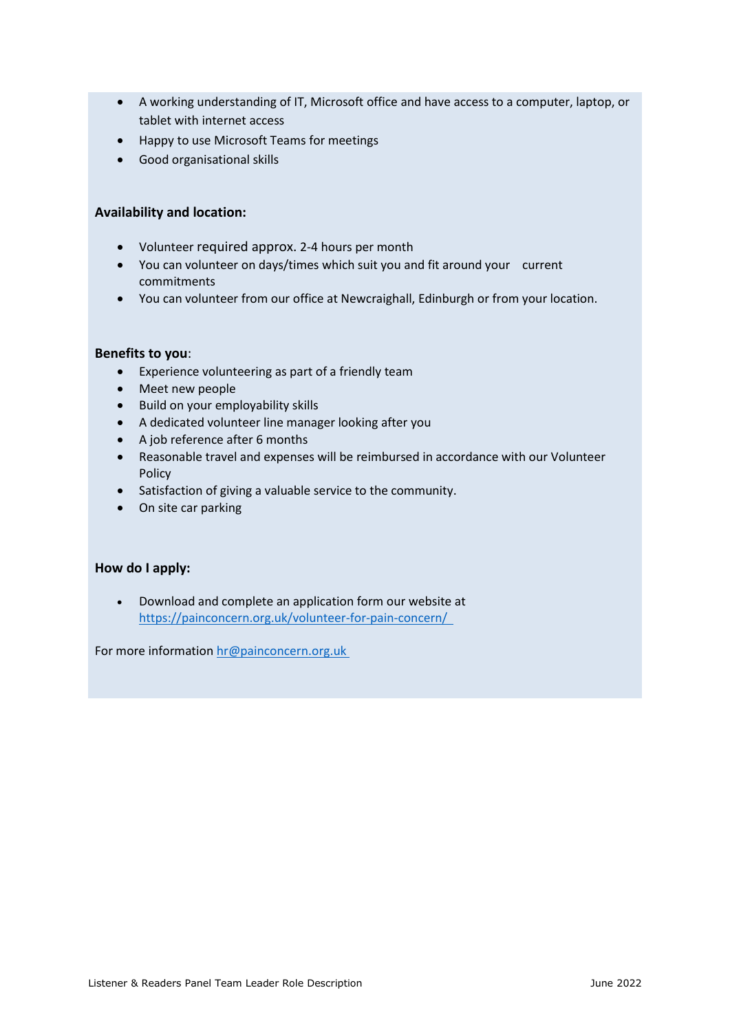- A working understanding of IT, Microsoft office and have access to a computer, laptop, or tablet with internet access
- Happy to use Microsoft Teams for meetings
- Good organisational skills

**Availability and location:**

- Volunteer required approx. 2-4 hours per month
- You can volunteer on days/times which suit you and fit around your current commitments
- You can volunteer from our office at Newcraighall, Edinburgh or from your location.

**Benefits to you**:

- Experience volunteering as part of a friendly team
- Meet new people
- Build on your employability skills
- A dedicated volunteer line manager looking after you
- A job reference after 6 months
- Reasonable travel and expenses will be reimbursed in accordance with our Volunteer Policy
- Satisfaction of giving a valuable service to the community.
- On site car parking

**How do I apply:**

- Download and complete an application form our website at [https://painconcern.org.uk/volunteer-for-pain-concern/](https://painconcern.org.uk/volunteer-for-pain-concern/)

For more information [hr@painconcern.org.uk](mailto:hr@painconcern.org.uk)